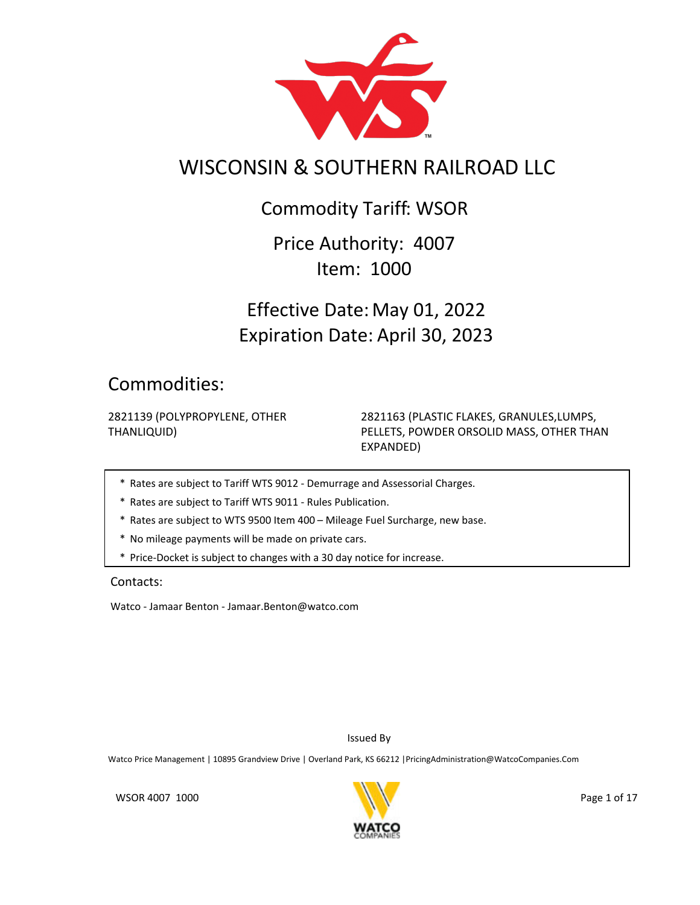# WISCONSIN & SOUTHERN RAILROAD LLC

## Commodity Tariff: WSOR

## Price Authority: 4007
## Item: 1000

## Effective Date: May 01, 2022
## Expiration Date: April 30, 2023

## Commodities:

2821139 (POLYPROPYLENE, OTHER THANLIQUID)

2821163 (PLASTIC FLAKES, GRANULES,LUMPS, PELLETS, POWDER ORSOLID MASS, OTHER THAN EXPANDED)

* Rates are subject to Tariff WTS 9012 - Demurrage and Assessorial Charges.
* Rates are subject to Tariff WTS 9011 - Rules Publication.
* Rates are subject to WTS 9500 Item 400 – Mileage Fuel Surcharge, new base.
* No mileage payments will be made on private cars.
* Price-Docket is subject to changes with a 30 day notice for increase.

Contacts:

Watco - Jamaar Benton - Jamaar.Benton@watco.com

Issued By

Watco Price Management | 10895 Grandview Drive | Overland Park, KS 66212 |PricingAdministration@WatcoCompanies.Com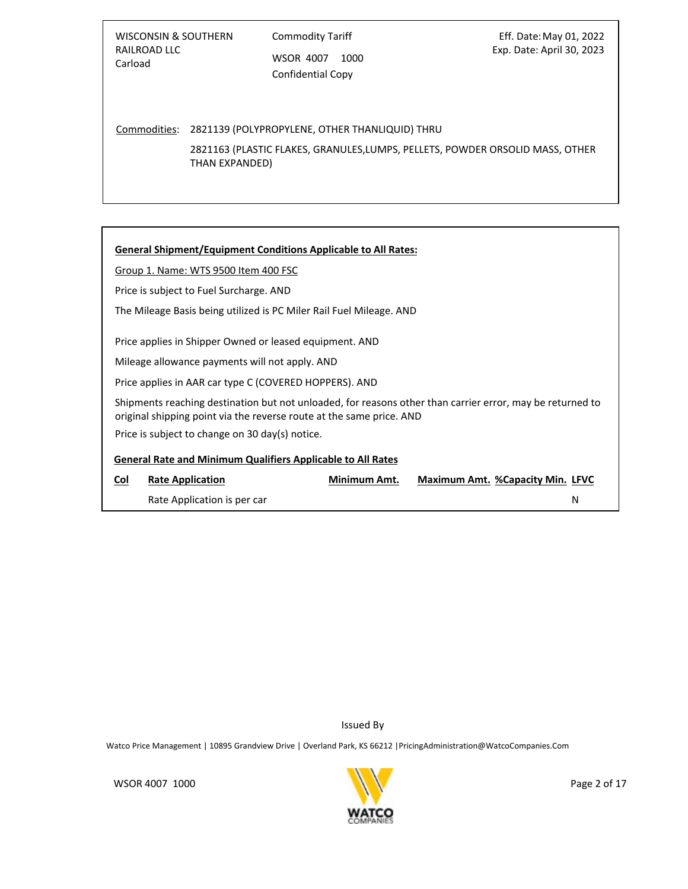| | | |
|---|---|---|
| WISCONSIN & SOUTHERN RAILROAD LLC<br>Carload | Commodity Tariff<br>WSOR 4007 1000<br>Confidential Copy | Eff. Date: May 01, 2022<br>Exp. Date: April 30, 2023 |

Commodities: 2821139 (POLYPROPYLENE, OTHER THANLIQUID) THRU

2821163 (PLASTIC FLAKES, GRANULES,LUMPS, PELLETS, POWDER ORSOLID MASS, OTHER THAN EXPANDED)

**General Shipment/Equipment Conditions Applicable to All Rates:**

Group 1. Name: WTS 9500 Item 400 FSC

Price is subject to Fuel Surcharge. AND

The Mileage Basis being utilized is PC Miler Rail Fuel Mileage. AND

Price applies in Shipper Owned or leased equipment. AND

Mileage allowance payments will not apply. AND

Price applies in AAR car type C (COVERED HOPPERS). AND

Shipments reaching destination but not unloaded, for reasons other than carrier error, may be returned to original shipping point via the reverse route at the same price. AND

Price is subject to change on 30 day(s) notice.

**General Rate and Minimum Qualifiers Applicable to All Rates**

| Col | Rate Application | Minimum Amt. | Maximum Amt. | %Capacity Min. | LFVC |
|---|---|---|---|---|---|
| | Rate Application is per car | | | | N |

Issued By

Watco Price Management | 10895 Grandview Drive | Overland Park, KS 66212 | PricingAdministration@WatcoCompanies.Com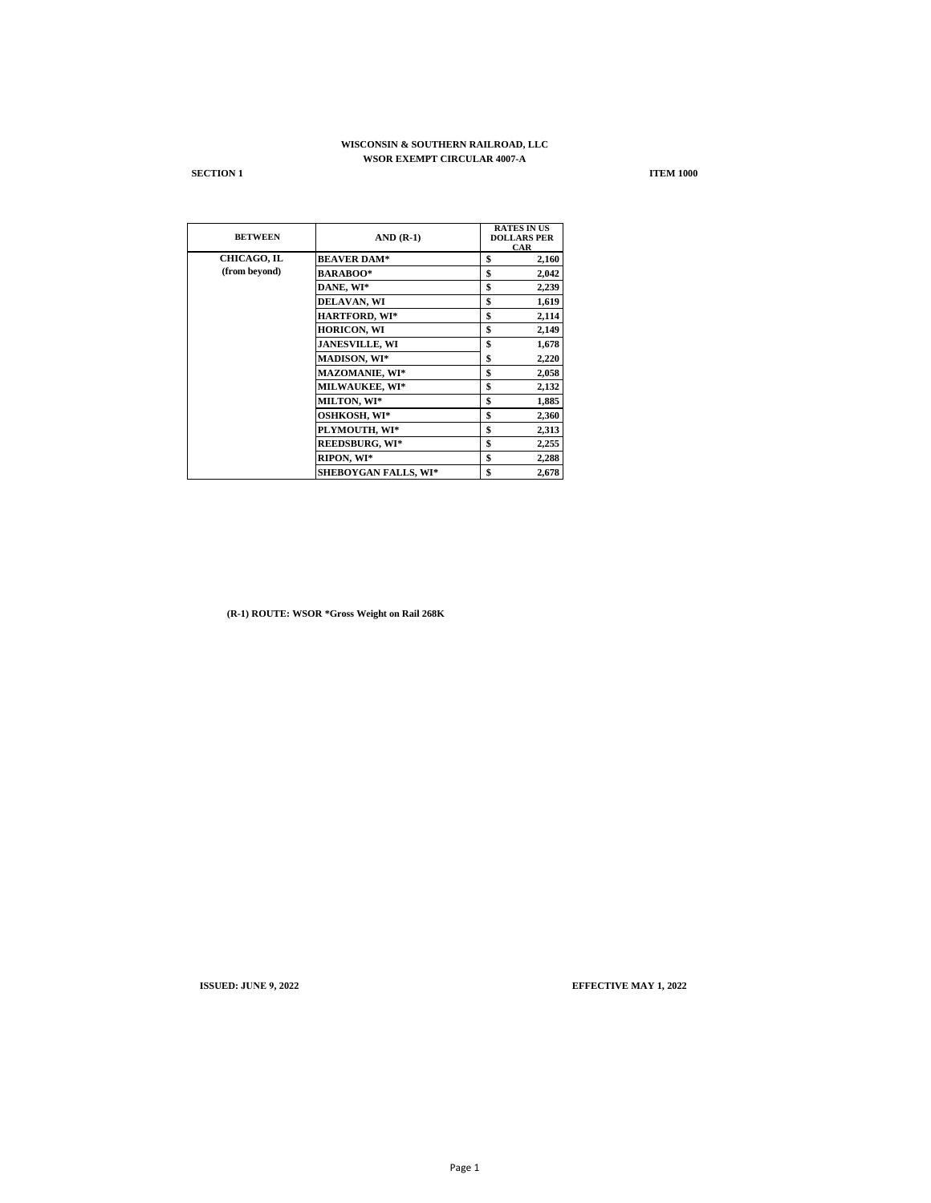**WISCONSIN & SOUTHERN RAILROAD, LLC**
**WSOR EXEMPT CIRCULAR 4007-A**

**SECTION 1** **ITEM 1000**

| BETWEEN | AND (R-1) | RATES IN US DOLLARS PER CAR |
|---|---|---|
| CHICAGO, IL (from beyond) | BEAVER DAM* | $ 2,160 |
| | BARABOO* | $ 2,042 |
| | DANE, WI* | $ 2,239 |
| | DELAVAN, WI | $ 1,619 |
| | HARTFORD, WI* | $ 2,114 |
| | HORICON, WI | $ 2,149 |
| | JANESVILLE, WI | $ 1,678 |
| | MADISON, WI* | $ 2,220 |
| | MAZOMANIE, WI* | $ 2,058 |
| | MILWAUKEE, WI* | $ 2,132 |
| | MILTON, WI* | $ 1,885 |
| | OSHKOSH, WI* | $ 2,360 |
| | PLYMOUTH, WI* | $ 2,313 |
| | REEDSBURG, WI* | $ 2,255 |
| | RIPON, WI* | $ 2,288 |
| | SHEBOYGAN FALLS, WI* | $ 2,678 |

**(R-1) ROUTE: WSOR *Gross Weight on Rail 268K**

**ISSUED: JUNE 9, 2022** **EFFECTIVE MAY 1, 2022**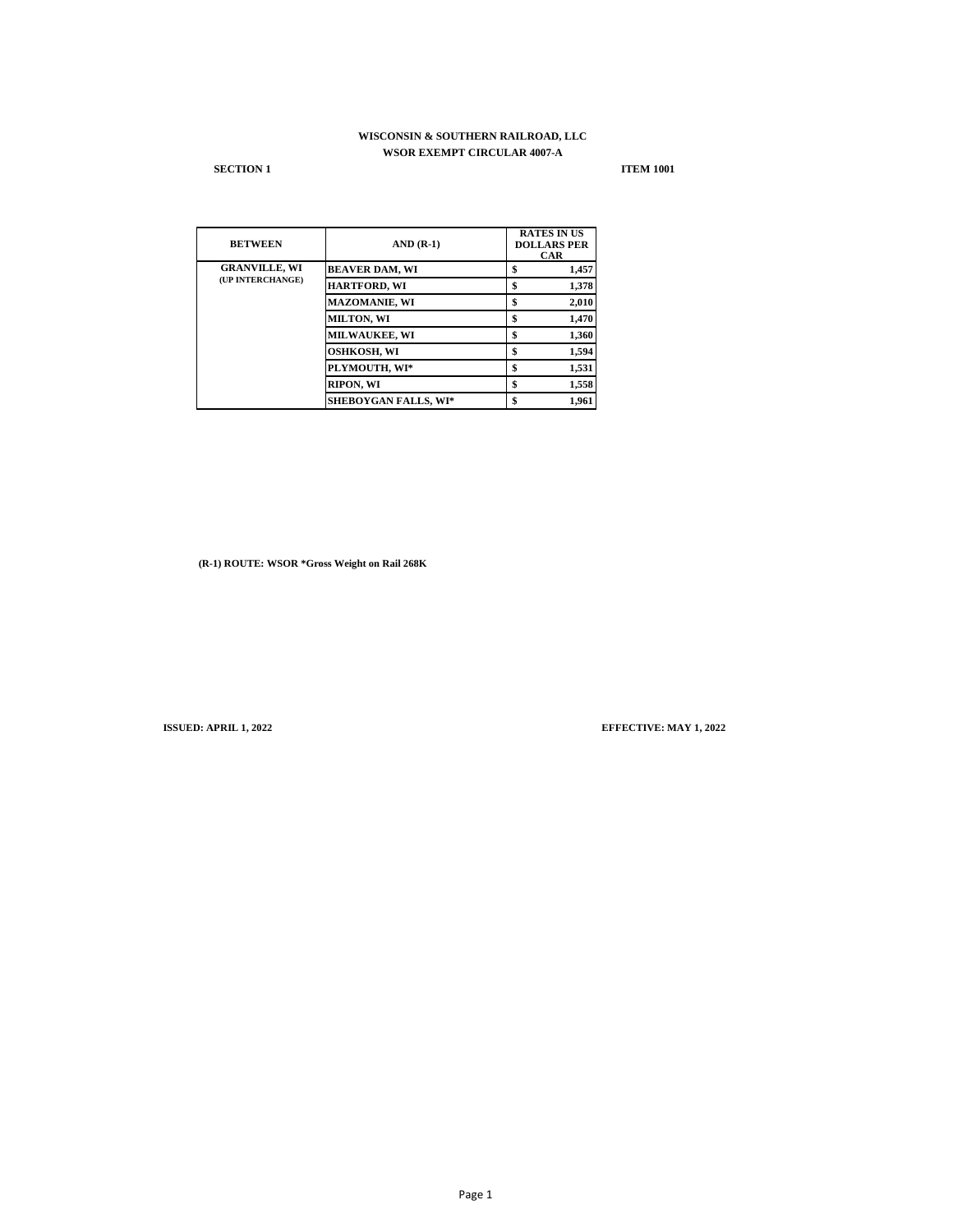**WISCONSIN & SOUTHERN RAILROAD, LLC**

**WSOR EXEMPT CIRCULAR 4007-A**

**SECTION 1** **ITEM 1001**

| BETWEEN | AND (R-1) | RATES IN US DOLLARS PER CAR |
|---|---|---|
| GRANVILLE, WI (UP INTERCHANGE) | BEAVER DAM, WI | $ 1,457 |
| | HARTFORD, WI | $ 1,378 |
| | MAZOMANIE, WI | $ 2,010 |
| | MILTON, WI | $ 1,470 |
| | MILWAUKEE, WI | $ 1,360 |
| | OSHKOSH, WI | $ 1,594 |
| | PLYMOUTH, WI* | $ 1,531 |
| | RIPON, WI | $ 1,558 |
| | SHEBOYGAN FALLS, WI* | $ 1,961 |

**(R-1) ROUTE: WSOR *Gross Weight on Rail 268K**

**ISSUED: APRIL 1, 2022** **EFFECTIVE: MAY 1, 2022**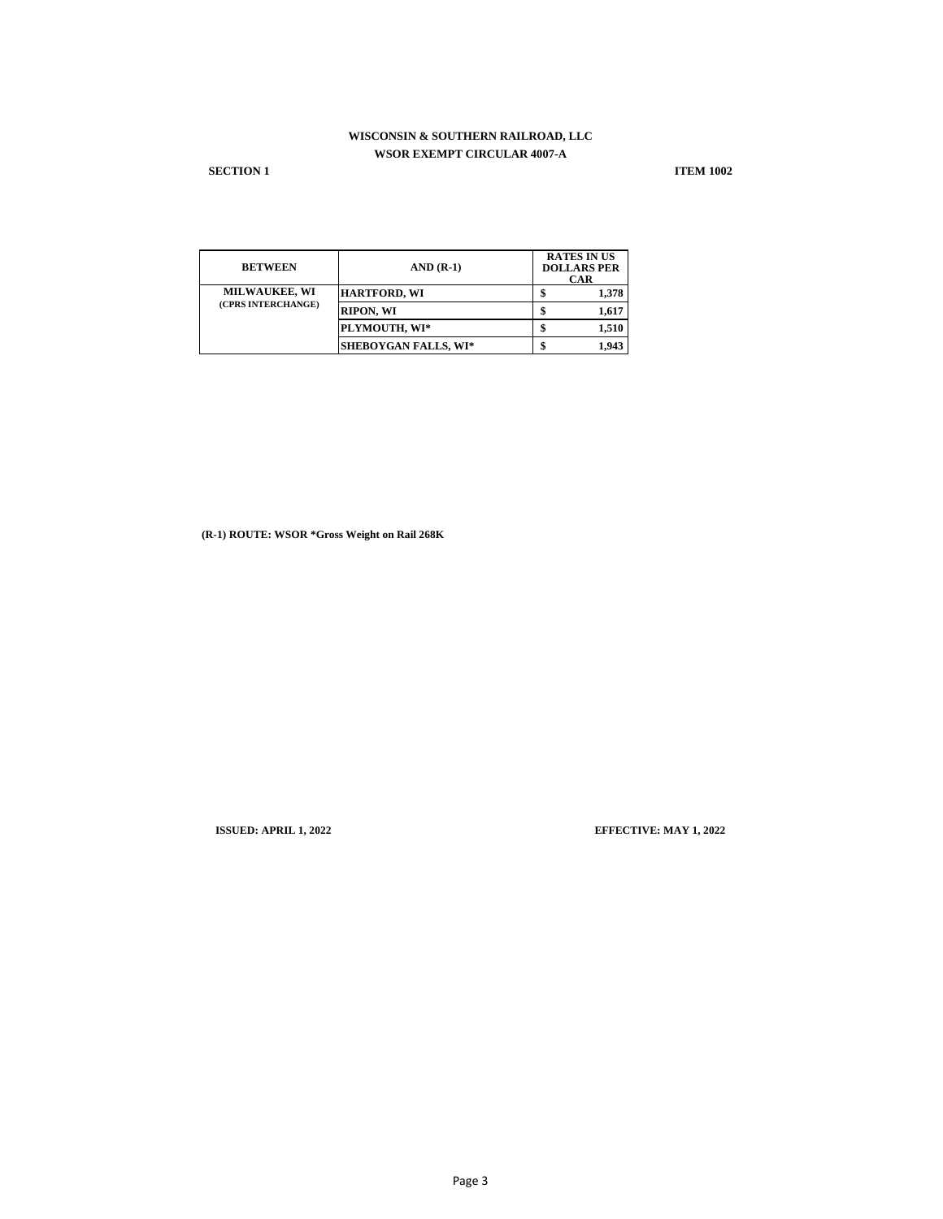**WISCONSIN & SOUTHERN RAILROAD, LLC**

**WSOR EXEMPT CIRCULAR 4007-A**

**SECTION 1** **ITEM 1002**

| BETWEEN | AND (R-1) | RATES IN US DOLLARS PER CAR |
|---|---|---|
| MILWAUKEE, WI (CPRS INTERCHANGE) | HARTFORD, WI | $ 1,378 |
| | RIPON, WI | $ 1,617 |
| | PLYMOUTH, WI* | $ 1,510 |
| | SHEBOYGAN FALLS, WI* | $ 1,943 |

**(R-1) ROUTE: WSOR *Gross Weight on Rail 268K**

**ISSUED: APRIL 1, 2022** **EFFECTIVE: MAY 1, 2022**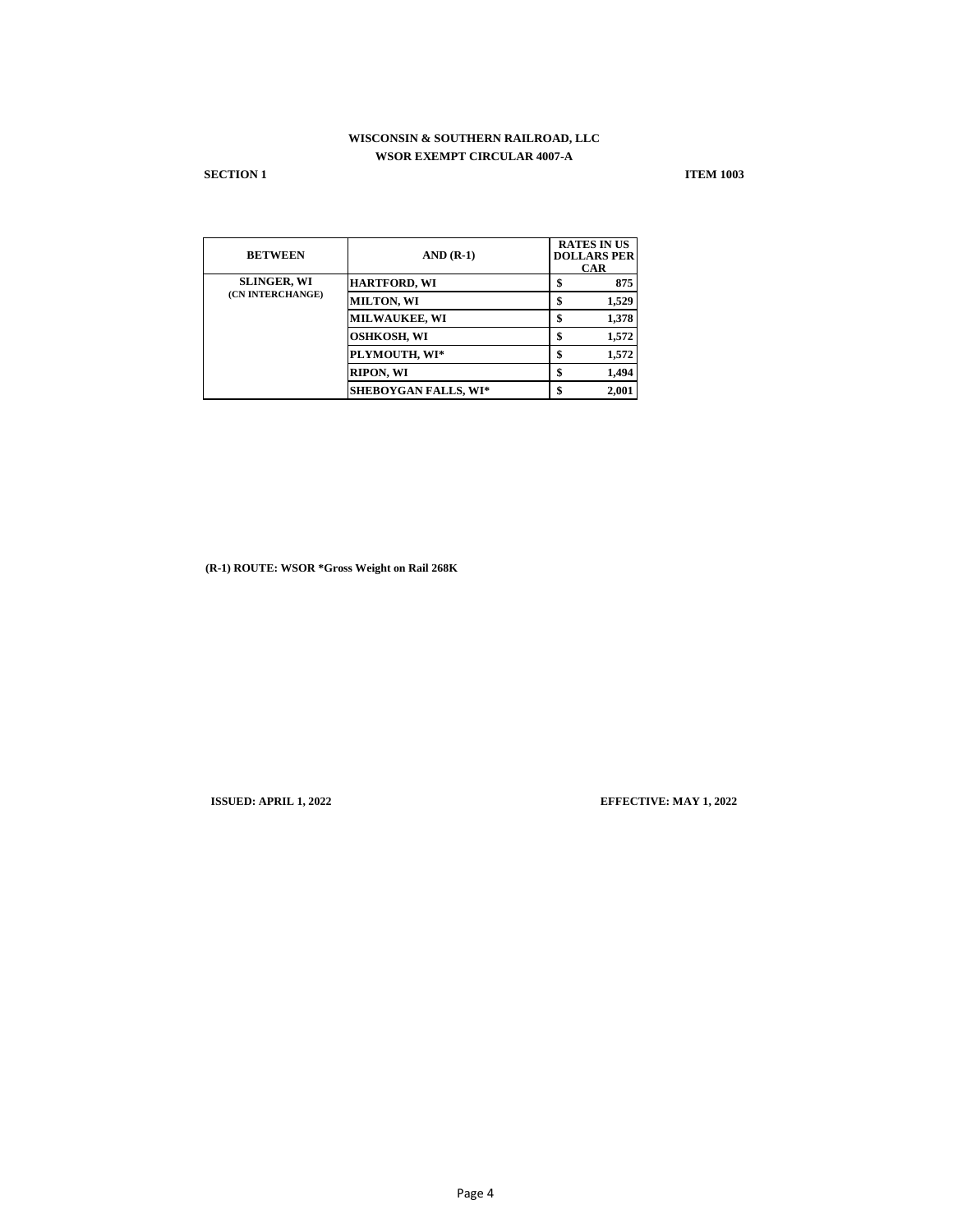**WISCONSIN & SOUTHERN RAILROAD, LLC**
**WSOR EXEMPT CIRCULAR 4007-A**

**SECTION 1** **ITEM 1003**

| BETWEEN | AND (R-1) | RATES IN US DOLLARS PER CAR |
|---|---|---|
| SLINGER, WI (CN INTERCHANGE) | HARTFORD, WI | $ 875 |
| | MILTON, WI | $ 1,529 |
| | MILWAUKEE, WI | $ 1,378 |
| | OSHKOSH, WI | $ 1,572 |
| | PLYMOUTH, WI* | $ 1,572 |
| | RIPON, WI | $ 1,494 |
| | SHEBOYGAN FALLS, WI* | $ 2,001 |

**(R-1) ROUTE: WSOR *Gross Weight on Rail 268K**

**ISSUED: APRIL 1, 2022** **EFFECTIVE: MAY 1, 2022**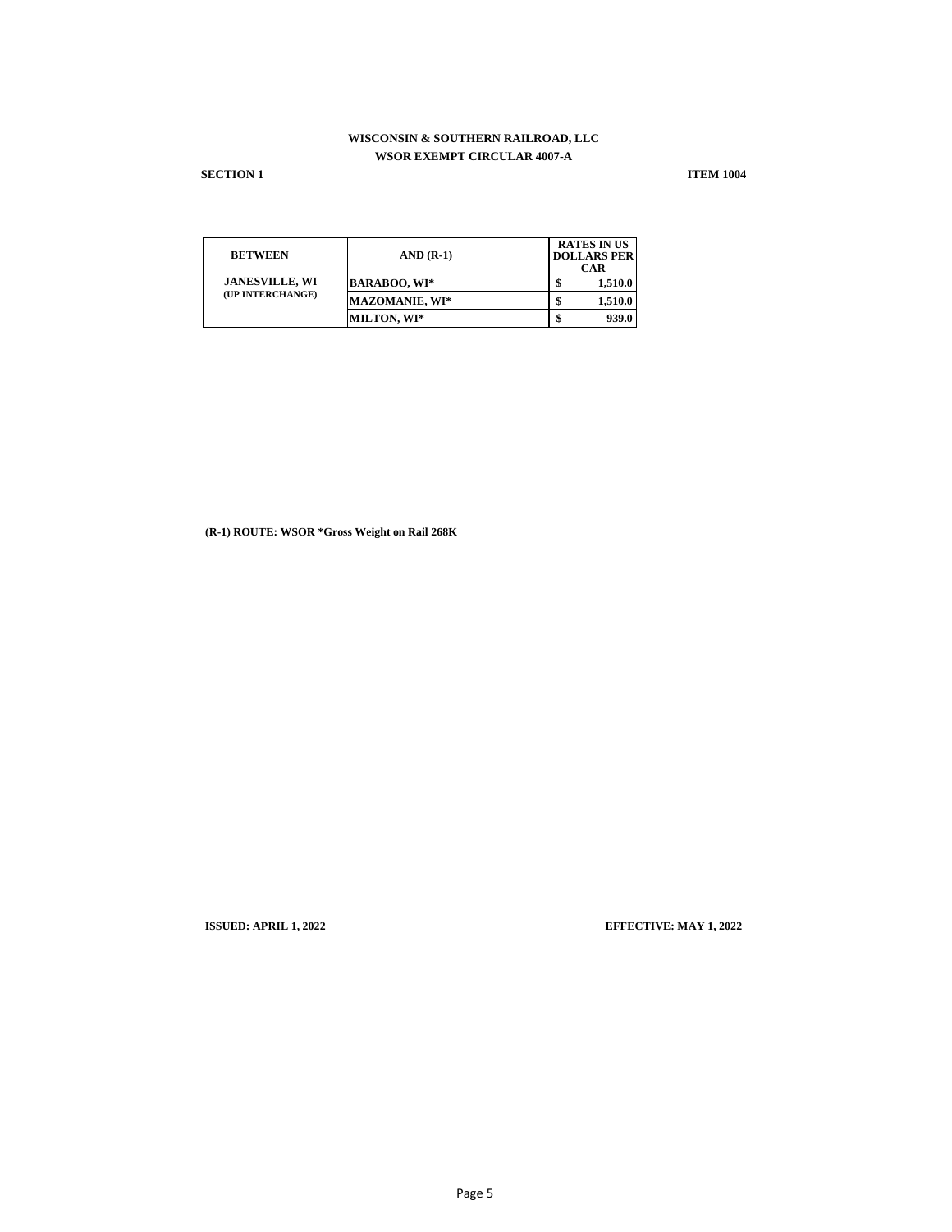**WISCONSIN & SOUTHERN RAILROAD, LLC**
**WSOR EXEMPT CIRCULAR 4007-A**

**SECTION 1** **ITEM 1004**

| BETWEEN | AND (R-1) | RATES IN US DOLLARS PER CAR |
|---|---|---|
| JANESVILLE, WI (UP INTERCHANGE) | BARABOO, WI* | $ 1,510.0 |
| | MAZOMANIE, WI* | $ 1,510.0 |
| | MILTON, WI* | $ 939.0 |

**(R-1) ROUTE: WSOR *Gross Weight on Rail 268K**

**ISSUED: APRIL 1, 2022** **EFFECTIVE: MAY 1, 2022**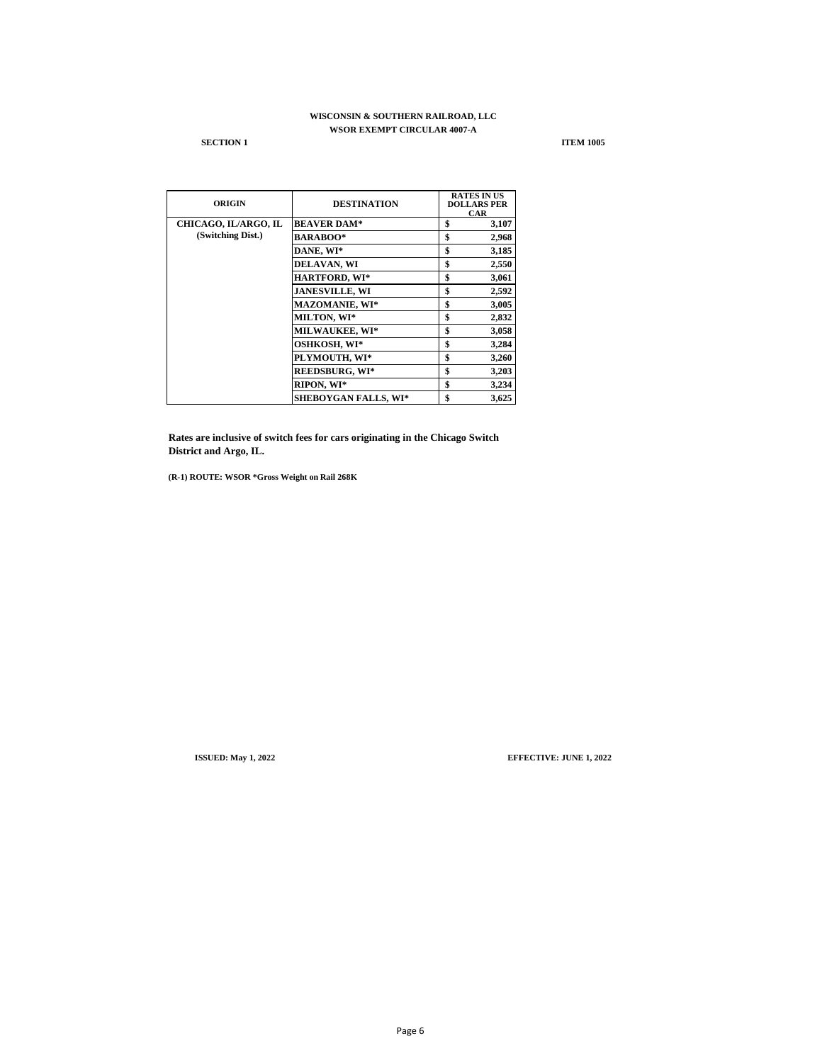**WISCONSIN & SOUTHERN RAILROAD, LLC**

**WSOR EXEMPT CIRCULAR 4007-A**

**SECTION 1** **ITEM 1005**

| ORIGIN | DESTINATION | RATES IN US DOLLARS PER CAR |
|---|---|---|
| CHICAGO, IL/ARGO, IL (Switching Dist.) | BEAVER DAM* | $ 3,107 |
| | BARABOO* | $ 2,968 |
| | DANE, WI* | $ 3,185 |
| | DELAVAN, WI | $ 2,550 |
| | HARTFORD, WI* | $ 3,061 |
| | JANESVILLE, WI | $ 2,592 |
| | MAZOMANIE, WI* | $ 3,005 |
| | MILTON, WI* | $ 2,832 |
| | MILWAUKEE, WI* | $ 3,058 |
| | OSHKOSH, WI* | $ 3,284 |
| | PLYMOUTH, WI* | $ 3,260 |
| | REEDSBURG, WI* | $ 3,203 |
| | RIPON, WI* | $ 3,234 |
| | SHEBOYGAN FALLS, WI* | $ 3,625 |

**Rates are inclusive of switch fees for cars originating in the Chicago Switch District and Argo, IL.**

**(R-1) ROUTE: WSOR *Gross Weight on Rail 268K**

**ISSUED: May 1, 2022** **EFFECTIVE: JUNE 1, 2022**